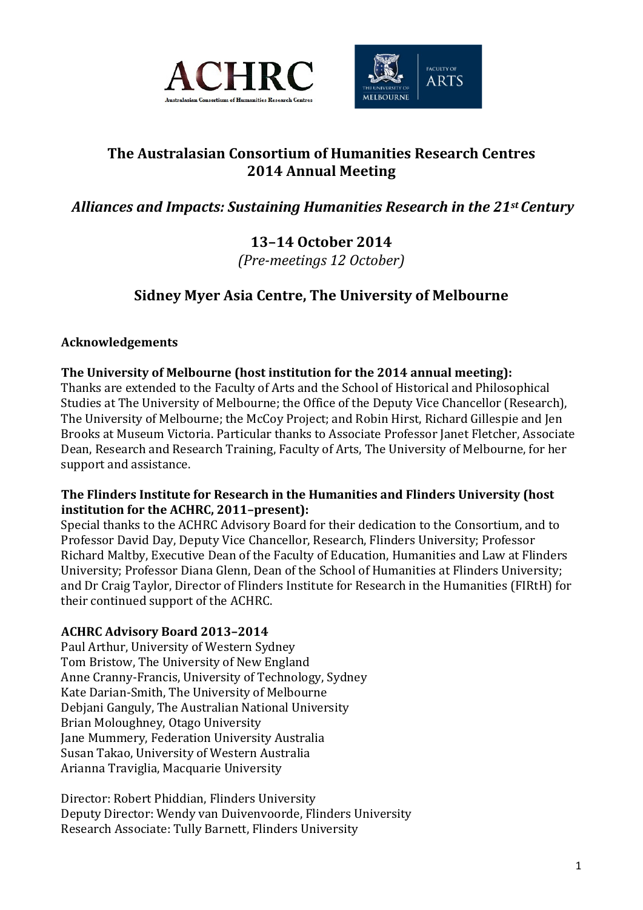# The Australasian Consortium of Humanities Research Centres 2014 Annual Meeting

## *Alliances and Impacts: Sustaining Humanities Research in the 21st Century*

## 13–14 October 2014

*(Pre-meetings 12 October)*

## Sidney Myer Asia Centre, The University of Melbourne

**Acknowledgements**

**The University of Melbourne (host institution for the 2014 annual meeting):**
Thanks are extended to the Faculty of Arts and the School of Historical and Philosophical Studies at The University of Melbourne; the Office of the Deputy Vice Chancellor (Research), The University of Melbourne; the McCoy Project; and Robin Hirst, Richard Gillespie and Jen Brooks at Museum Victoria. Particular thanks to Associate Professor Janet Fletcher, Associate Dean, Research and Research Training, Faculty of Arts, The University of Melbourne, for her support and assistance.

**The Flinders Institute for Research in the Humanities and Flinders University (host institution for the ACHRC, 2011–present):**
Special thanks to the ACHRC Advisory Board for their dedication to the Consortium, and to Professor David Day, Deputy Vice Chancellor, Research, Flinders University; Professor Richard Maltby, Executive Dean of the Faculty of Education, Humanities and Law at Flinders University; Professor Diana Glenn, Dean of the School of Humanities at Flinders University; and Dr Craig Taylor, Director of Flinders Institute for Research in the Humanities (FIRtH) for their continued support of the ACHRC.

**ACHRC Advisory Board 2013–2014**
Paul Arthur, University of Western Sydney
Tom Bristow, The University of New England
Anne Cranny-Francis, University of Technology, Sydney
Kate Darian-Smith, The University of Melbourne
Debjani Ganguly, The Australian National University
Brian Moloughney, Otago University
Jane Mummery, Federation University Australia
Susan Takao, University of Western Australia
Arianna Traviglia, Macquarie University

Director: Robert Phiddian, Flinders University
Deputy Director: Wendy van Duivenvoorde, Flinders University
Research Associate: Tully Barnett, Flinders University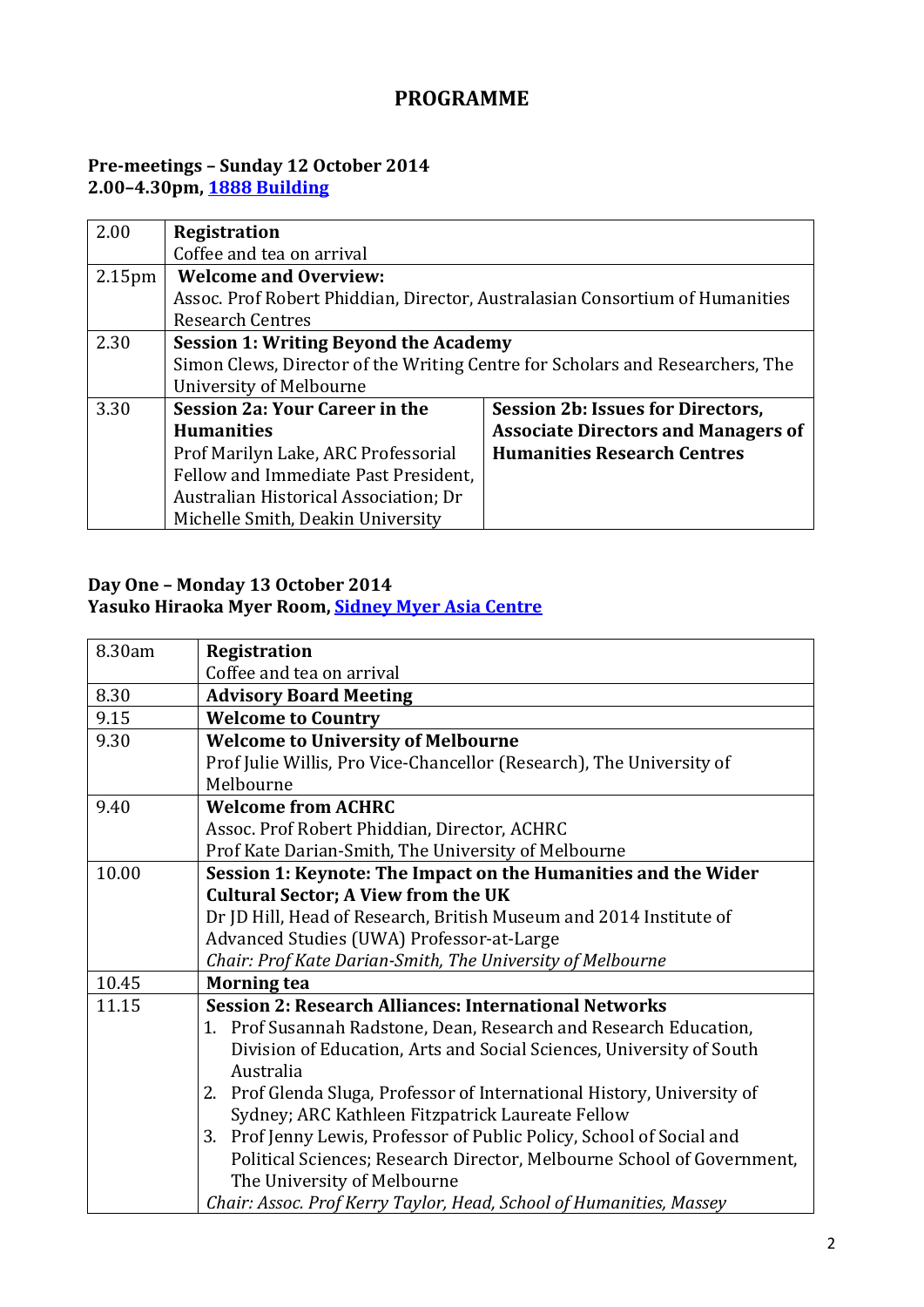# PROGRAMME

### Pre-meetings – Sunday 12 October 2014
### 2.00–4.30pm, [1888 Building]

| | | |
|---|---|---|
| 2.00 | **Registration**<br>Coffee and tea on arrival | |
| 2.15pm | **Welcome and Overview:**<br>Assoc. Prof Robert Phiddian, Director, Australasian Consortium of Humanities Research Centres | |
| 2.30 | **Session 1: Writing Beyond the Academy**<br>Simon Clews, Director of the Writing Centre for Scholars and Researchers, The University of Melbourne | |
| 3.30 | **Session 2a: Your Career in the Humanities**<br>Prof Marilyn Lake, ARC Professorial Fellow and Immediate Past President, Australian Historical Association; Dr Michelle Smith, Deakin University | **Session 2b: Issues for Directors, Associate Directors and Managers of Humanities Research Centres** |

### Day One – Monday 13 October 2014
### Yasuko Hiraoka Myer Room, [Sidney Myer Asia Centre]

| | |
|---|---|
| 8.30am | **Registration**<br>Coffee and tea on arrival |
| 8.30 | **Advisory Board Meeting** |
| 9.15 | **Welcome to Country** |
| 9.30 | **Welcome to University of Melbourne**<br>Prof Julie Willis, Pro Vice-Chancellor (Research), The University of Melbourne |
| 9.40 | **Welcome from ACHRC**<br>Assoc. Prof Robert Phiddian, Director, ACHRC<br>Prof Kate Darian-Smith, The University of Melbourne |
| 10.00 | **Session 1: Keynote: The Impact on the Humanities and the Wider Cultural Sector; A View from the UK**<br>Dr JD Hill, Head of Research, British Museum and 2014 Institute of Advanced Studies (UWA) Professor-at-Large<br>*Chair: Prof Kate Darian-Smith, The University of Melbourne* |
| 10.45 | **Morning tea** |
| 11.15 | **Session 2: Research Alliances: International Networks**<br>1. Prof Susannah Radstone, Dean, Research and Research Education, Division of Education, Arts and Social Sciences, University of South Australia<br>2. Prof Glenda Sluga, Professor of International History, University of Sydney; ARC Kathleen Fitzpatrick Laureate Fellow<br>3. Prof Jenny Lewis, Professor of Public Policy, School of Social and Political Sciences; Research Director, Melbourne School of Government, The University of Melbourne<br>*Chair: Assoc. Prof Kerry Taylor, Head, School of Humanities, Massey* |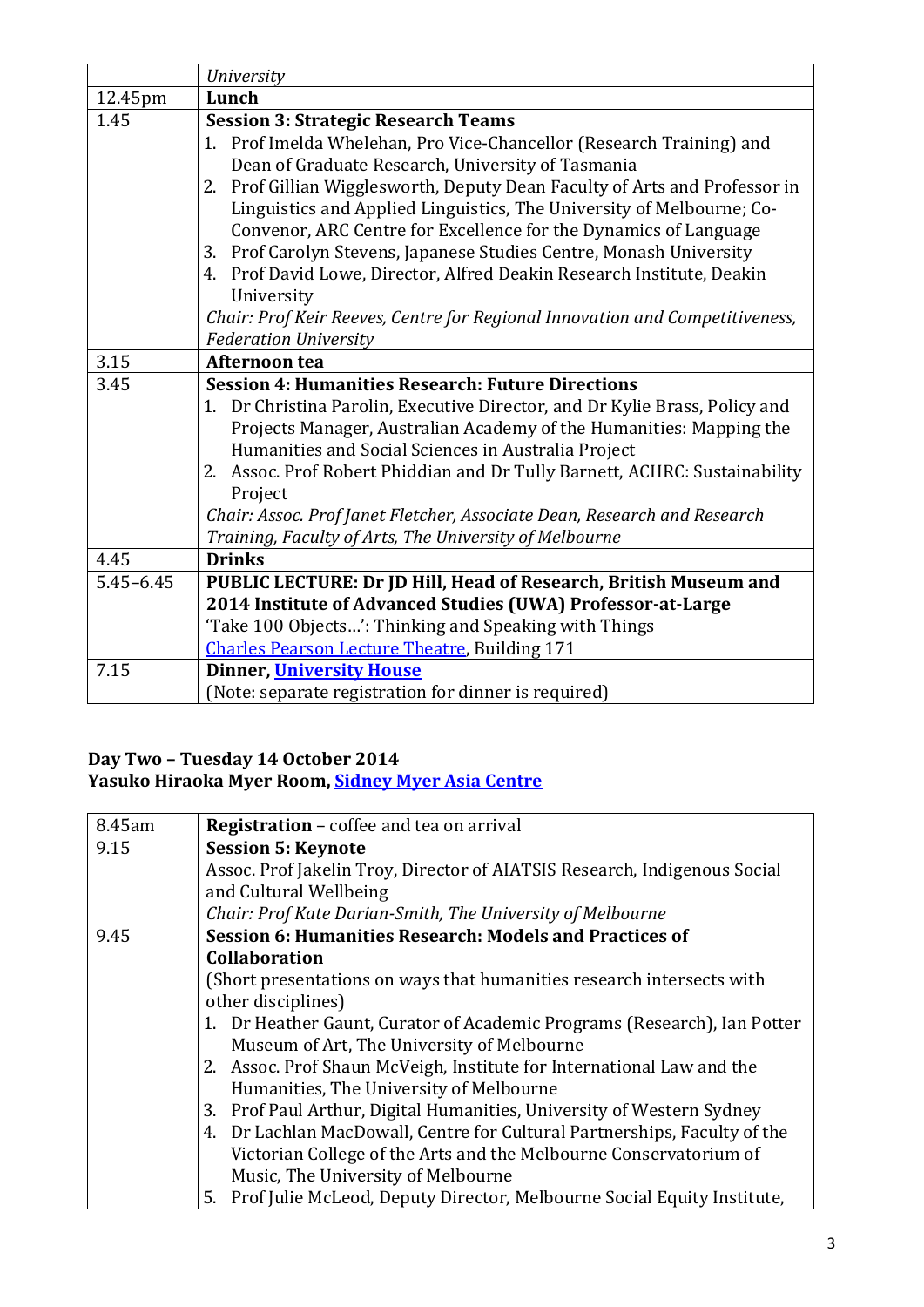| | |
|---|---|
| | *University* |
| 12.45pm | **Lunch** |
| 1.45 | **Session 3: Strategic Research Teams**<br>1. Prof Imelda Whelehan, Pro Vice-Chancellor (Research Training) and Dean of Graduate Research, University of Tasmania<br>2. Prof Gillian Wigglesworth, Deputy Dean Faculty of Arts and Professor in Linguistics and Applied Linguistics, The University of Melbourne; Co-Convenor, ARC Centre for Excellence for the Dynamics of Language<br>3. Prof Carolyn Stevens, Japanese Studies Centre, Monash University<br>4. Prof David Lowe, Director, Alfred Deakin Research Institute, Deakin University<br>*Chair: Prof Keir Reeves, Centre for Regional Innovation and Competitiveness, Federation University* |
| 3.15 | **Afternoon tea** |
| 3.45 | **Session 4: Humanities Research: Future Directions**<br>1. Dr Christina Parolin, Executive Director, and Dr Kylie Brass, Policy and Projects Manager, Australian Academy of the Humanities: Mapping the Humanities and Social Sciences in Australia Project<br>2. Assoc. Prof Robert Phiddian and Dr Tully Barnett, ACHRC: Sustainability Project<br>*Chair: Assoc. Prof Janet Fletcher, Associate Dean, Research and Research Training, Faculty of Arts, The University of Melbourne* |
| 4.45 | **Drinks** |
| 5.45–6.45 | **PUBLIC LECTURE: Dr JD Hill, Head of Research, British Museum and 2014 Institute of Advanced Studies (UWA) Professor-at-Large**<br>'Take 100 Objects…': Thinking and Speaking with Things<br>Charles Pearson Lecture Theatre, Building 171 |
| 7.15 | **Dinner, University House**<br>(Note: separate registration for dinner is required) |

**Day Two – Tuesday 14 October 2014**
**Yasuko Hiraoka Myer Room, Sidney Myer Asia Centre**

| | |
|---|---|
| 8.45am | **Registration** – coffee and tea on arrival |
| 9.15 | **Session 5: Keynote**<br>Assoc. Prof Jakelin Troy, Director of AIATSIS Research, Indigenous Social and Cultural Wellbeing<br>*Chair: Prof Kate Darian-Smith, The University of Melbourne* |
| 9.45 | **Session 6: Humanities Research: Models and Practices of Collaboration**<br>(Short presentations on ways that humanities research intersects with other disciplines)<br>1. Dr Heather Gaunt, Curator of Academic Programs (Research), Ian Potter Museum of Art, The University of Melbourne<br>2. Assoc. Prof Shaun McVeigh, Institute for International Law and the Humanities, The University of Melbourne<br>3. Prof Paul Arthur, Digital Humanities, University of Western Sydney<br>4. Dr Lachlan MacDowall, Centre for Cultural Partnerships, Faculty of the Victorian College of the Arts and the Melbourne Conservatorium of Music, The University of Melbourne<br>5. Prof Julie McLeod, Deputy Director, Melbourne Social Equity Institute, |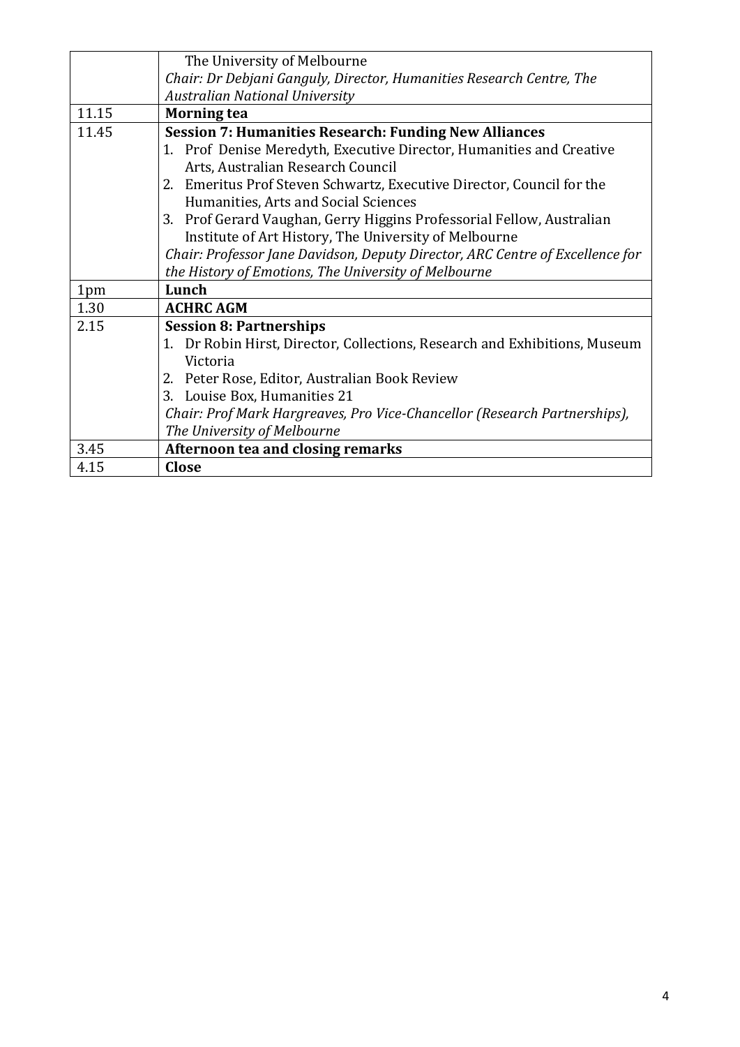| | |
|---|---|
| | The University of Melbourne<br>*Chair: Dr Debjani Ganguly, Director, Humanities Research Centre, The Australian National University* |
| 11.15 | **Morning tea** |
| 11.45 | **Session 7: Humanities Research: Funding New Alliances**<br>1. Prof Denise Meredyth, Executive Director, Humanities and Creative Arts, Australian Research Council<br>2. Emeritus Prof Steven Schwartz, Executive Director, Council for the Humanities, Arts and Social Sciences<br>3. Prof Gerard Vaughan, Gerry Higgins Professorial Fellow, Australian Institute of Art History, The University of Melbourne<br>*Chair: Professor Jane Davidson, Deputy Director, ARC Centre of Excellence for the History of Emotions, The University of Melbourne* |
| 1pm | **Lunch** |
| 1.30 | **ACHRC AGM** |
| 2.15 | **Session 8: Partnerships**<br>1. Dr Robin Hirst, Director, Collections, Research and Exhibitions, Museum Victoria<br>2. Peter Rose, Editor, Australian Book Review<br>3. Louise Box, Humanities 21<br>*Chair: Prof Mark Hargreaves, Pro Vice-Chancellor (Research Partnerships), The University of Melbourne* |
| 3.45 | **Afternoon tea and closing remarks** |
| 4.15 | **Close** |